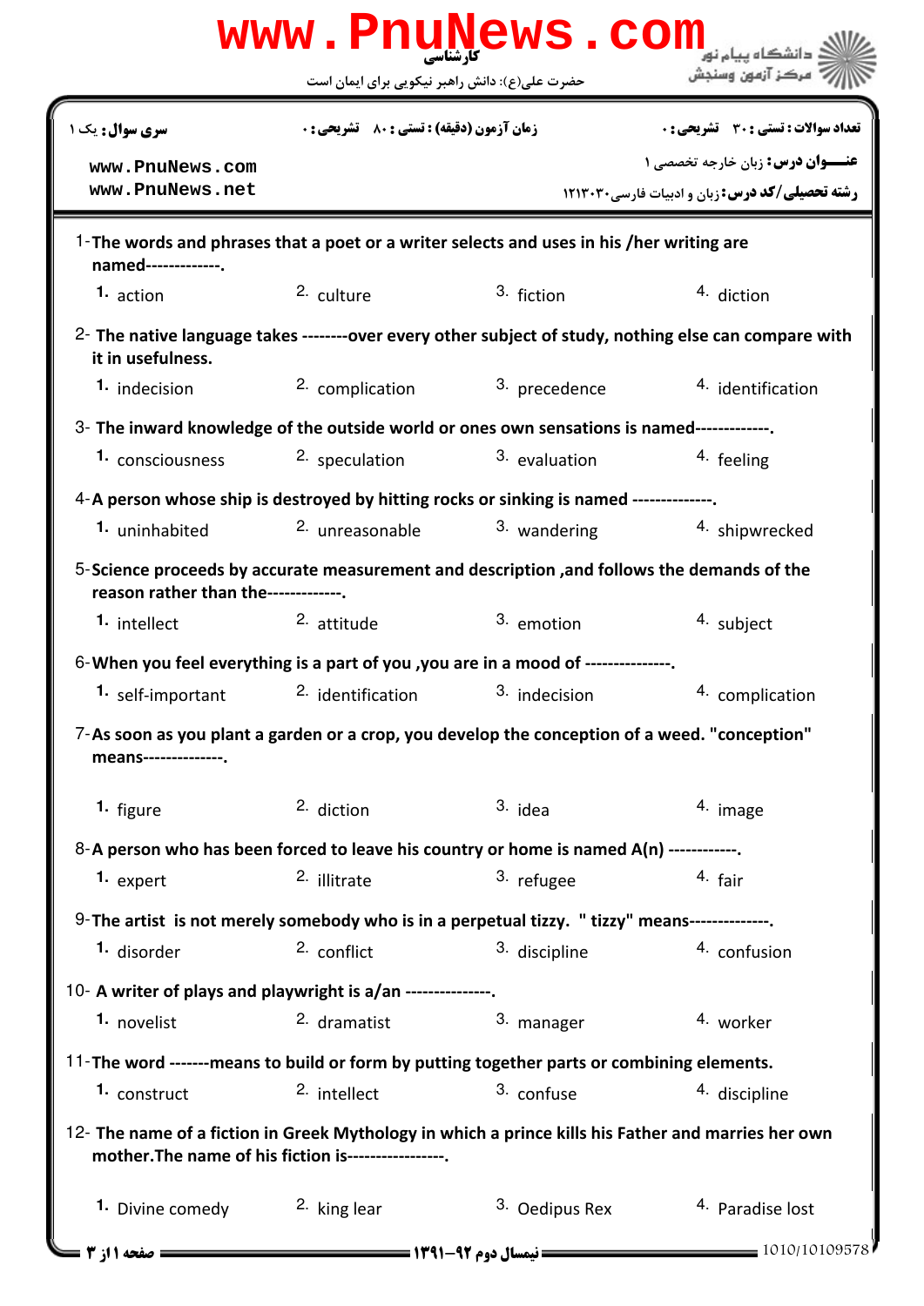www.PnuNews.com

کارشناسی

حضرت علی(ع): دانش راهبر نیکویی برای ایمان است

دانشگاه پیام نور
مرکز آزمون وسنجش

| سری سوال: یک ۱ | زمان آزمون (دقیقه) : تستی : ۸۰ تشریحی : ۰ | تعداد سوالات : تستی : ۳۰ تشریحی : ۰ |
|---|---|---|

www.PnuNews.com
www.PnuNews.net

**عنـــوان درس:** زبان خارجه تخصصی ۱

**رشته تحصیلی/کد درس:** زبان و ادبیات فارسی۱۲۱۳۰۳۰

1- **The words and phrases that a poet or a writer selects and uses in his /her writing are named-------------.**

1. action 2. culture 3. fiction 4. diction

2- **The native language takes --------over every other subject of study, nothing else can compare with it in usefulness.**

1. indecision 2. complication 3. precedence 4. identification

3- **The inward knowledge of the outside world or ones own sensations is named-------------.**

1. consciousness 2. speculation 3. evaluation 4. feeling

4- **A person whose ship is destroyed by hitting rocks or sinking is named --------------.**

1. uninhabited 2. unreasonable 3. wandering 4. shipwrecked

5- **Science proceeds by accurate measurement and description ,and follows the demands of the reason rather than the-------------.**

1. intellect 2. attitude 3. emotion 4. subject

6- **When you feel everything is a part of you ,you are in a mood of ---------------.**

1. self-important 2. identification 3. indecision 4. complication

7- **As soon as you plant a garden or a crop, you develop the conception of a weed. "conception" means--------------.**

1. figure 2. diction 3. idea 4. image

8- **A person who has been forced to leave his country or home is named A(n) ------------.**

1. expert 2. illitrate 3. refugee 4. fair

9- **The artist is not merely somebody who is in a perpetual tizzy. " tizzy" means--------------.**

1. disorder 2. conflict 3. discipline 4. confusion

10- **A writer of plays and playwright is a/an ---------------.**

1. novelist 2. dramatist 3. manager 4. worker

11- **The word -------means to build or form by putting together parts or combining elements.**

1. construct 2. intellect 3. confuse 4. discipline

12- **The name of a fiction in Greek Mythology in which a prince kills his Father and marries her own mother.The name of his fiction is-----------------.**

1. Divine comedy 2. king lear 3. Oedipus Rex 4. Paradise lost

نیمسال دوم ۹۲-۱۳۹۱

1010/10109578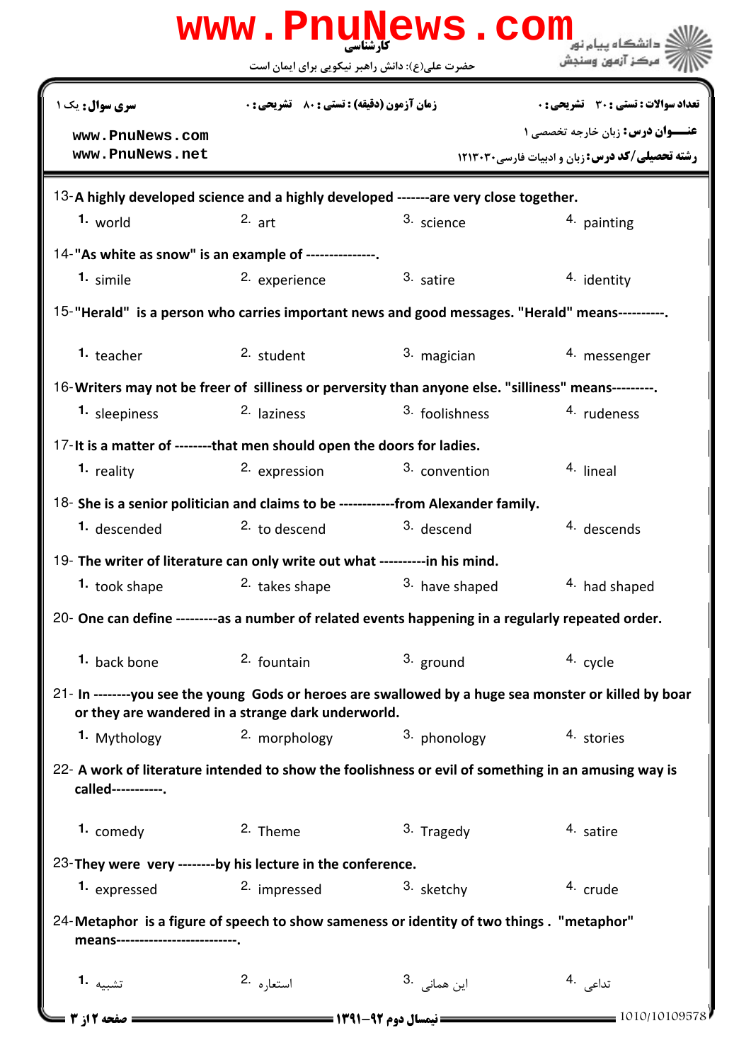| سری سوال: یک ۱ | زمان آزمون (دقیقه) : تستی : ۸۰ تشریحی : ۰ | تعداد سوالات : تستی : ۳۰ تشریحی : ۰ |
|---|---|---|
| www.PnuNews.com<br>www.PnuNews.net | | عنـــوان درس: زبان خارجه تخصصی ۱<br>رشته تحصیلی/کد درس: زبان و ادبیات فارسی۱۲۱۳۰۳۰ |

13- A highly developed science and a highly developed -------are very close together.

1. world 2. art 3. science 4. painting

14- "As white as snow" is an example of ---------------.

1. simile 2. experience 3. satire 4. identity

15- "Herald" is a person who carries important news and good messages. "Herald" means----------.

1. teacher 2. student 3. magician 4. messenger

16- Writers may not be freer of silliness or perversity than anyone else. "silliness" means---------.

1. sleepiness 2. laziness 3. foolishness 4. rudeness

17- It is a matter of --------that men should open the doors for ladies.

1. reality 2. expression 3. convention 4. lineal

18- She is a senior politician and claims to be ------------from Alexander family.

1. descended 2. to descend 3. descend 4. descends

19- The writer of literature can only write out what ----------in his mind.

1. took shape 2. takes shape 3. have shaped 4. had shaped

20- One can define ---------as a number of related events happening in a regularly repeated order.

1. back bone 2. fountain 3. ground 4. cycle

21- In --------you see the young Gods or heroes are swallowed by a huge sea monster or killed by boar or they are wandered in a strange dark underworld.

1. Mythology 2. morphology 3. phonology 4. stories

22- A work of literature intended to show the foolishness or evil of something in an amusing way is called-----------.

1. comedy 2. Theme 3. Tragedy 4. satire

23- They were very --------by his lecture in the conference.

1. expressed 2. impressed 3. sketchy 4. crude

24- Metaphor is a figure of speech to show sameness or identity of two things . "metaphor" means--------------------------.

1. تشبیه 2. استعاره 3. این همانی 4. تداعی

نیمسال دوم ۹۲-۱۳۹۱

1010/10109578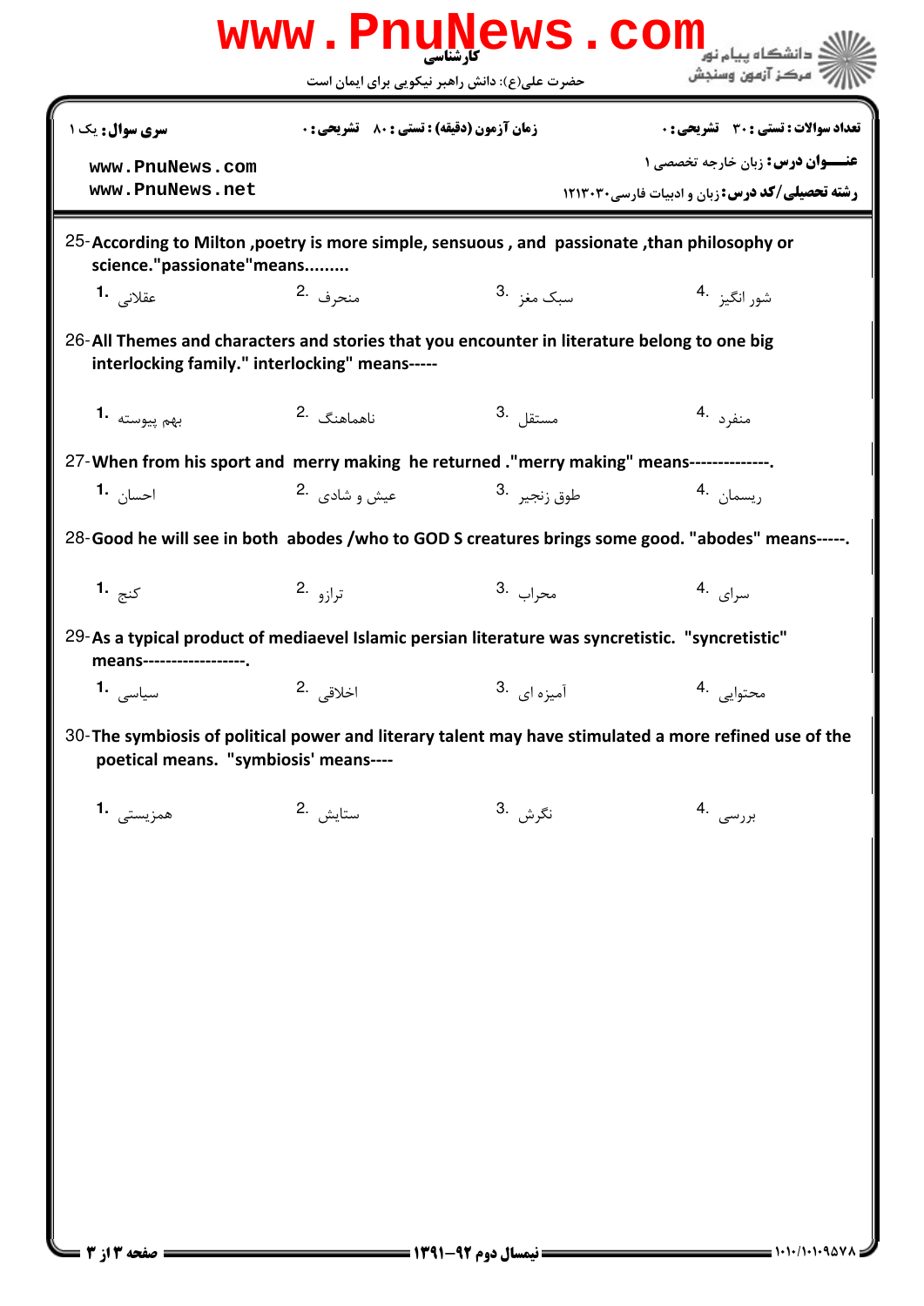25-According to Milton ,poetry is more simple, sensuous , and passionate ,than philosophy or science."passionate"means.........

1. عقلانی
2. منحرف
3. سبک مغز
4. شور انگیز

26-All Themes and characters and stories that you encounter in literature belong to one big interlocking family." interlocking" means-----

1. بهم پیوسته
2. ناهماهنگ
3. مستقل
4. منفرد

27-When from his sport and merry making he returned ."merry making" means--------------.

1. احسان
2. عیش و شادی
3. طوق زنجیر
4. ریسمان

28-Good he will see in both abodes /who to GOD S creatures brings some good. "abodes" means-----.

1. کنج
2. ترازو
3. محراب
4. سرای

29-As a typical product of mediaevel Islamic persian literature was syncretistic. "syncretistic" means------------------.

1. سیاسی
2. اخلاقی
3. آمیزه ای
4. محتوایی

30-The symbiosis of political power and literary talent may have stimulated a more refined use of the poetical means. "symbiosis' means----

1. همزیستی
2. ستایش
3. نگرش
4. بررسی